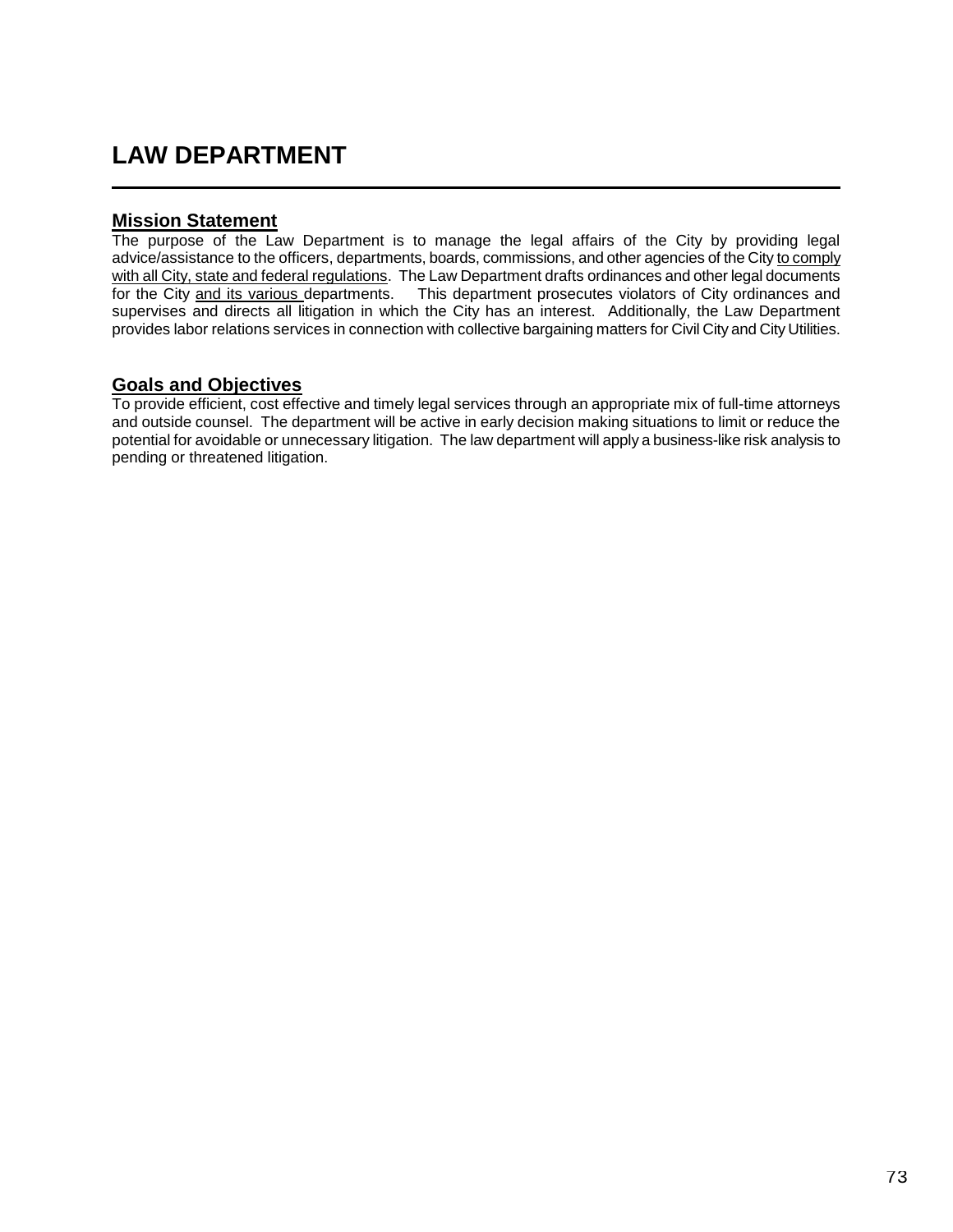# LAW DEPARTMENT

## Mission Statement

The purpose of the Law Department is to manage the legal affairs of the City by providing legal advice/assistance to the officers, departments, boards, commissions, and other agencies of the City to comply with all City, state and federal regulations. The Law Department drafts ordinances and other legal documents for the City and its various departments. This department prosecutes violators of City ordinances and supervises and directs all litigation in which the City has an interest. Additionally, the Law Department provides labor relations services in connection with collective bargaining matters for Civil City and City Utilities.

## Goals and Objectives

To provide efficient, cost effective and timely legal services through an appropriate mix of full-time attorneys and outside counsel. The department will be active in early decision making situations to limit or reduce the potential for avoidable or unnecessary litigation. The law department will apply a business-like risk analysis to pending or threatened litigation.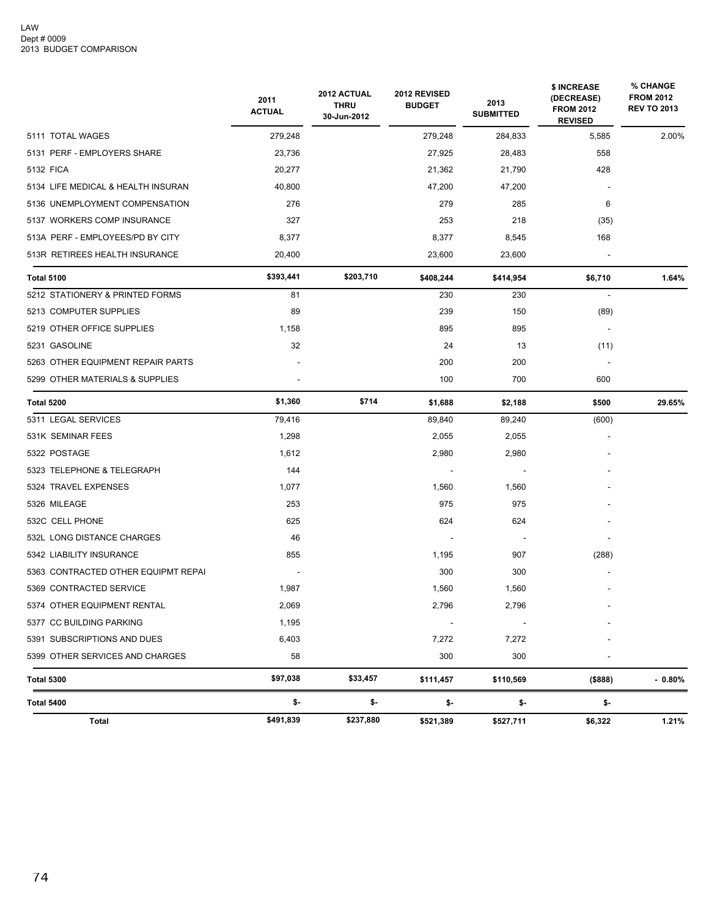LAW
Dept # 0009
2013 BUDGET COMPARISON

| | 2011 ACTUAL | 2012 ACTUAL THRU 30-Jun-2012 | 2012 REVISED BUDGET | 2013 SUBMITTED | $ INCREASE (DECREASE) FROM 2012 REVISED | % CHANGE FROM 2012 REV TO 2013 |
|---|---|---|---|---|---|---|
| 5111 TOTAL WAGES | 279,248 | | 279,248 | 284,833 | 5,585 | 2.00% |
| 5131 PERF - EMPLOYERS SHARE | 23,736 | | 27,925 | 28,483 | 558 | |
| 5132 FICA | 20,277 | | 21,362 | 21,790 | 428 | |
| 5134 LIFE MEDICAL & HEALTH INSURAN | 40,800 | | 47,200 | 47,200 | - | |
| 5136 UNEMPLOYMENT COMPENSATION | 276 | | 279 | 285 | 6 | |
| 5137 WORKERS COMP INSURANCE | 327 | | 253 | 218 | (35) | |
| 513A PERF - EMPLOYEES/PD BY CITY | 8,377 | | 8,377 | 8,545 | 168 | |
| 513R RETIREES HEALTH INSURANCE | 20,400 | | 23,600 | 23,600 | - | |
| **Total 5100** | **$393,441** | **$203,710** | **$408,244** | **$414,954** | **$6,710** | **1.64%** |
| 5212 STATIONERY & PRINTED FORMS | 81 | | 230 | 230 | - | |
| 5213 COMPUTER SUPPLIES | 89 | | 239 | 150 | (89) | |
| 5219 OTHER OFFICE SUPPLIES | 1,158 | | 895 | 895 | - | |
| 5231 GASOLINE | 32 | | 24 | 13 | (11) | |
| 5263 OTHER EQUIPMENT REPAIR PARTS | - | | 200 | 200 | - | |
| 5299 OTHER MATERIALS & SUPPLIES | - | | 100 | 700 | 600 | |
| **Total 5200** | **$1,360** | **$714** | **$1,688** | **$2,188** | **$500** | **29.65%** |
| 5311 LEGAL SERVICES | 79,416 | | 89,840 | 89,240 | (600) | |
| 531K SEMINAR FEES | 1,298 | | 2,055 | 2,055 | - | |
| 5322 POSTAGE | 1,612 | | 2,980 | 2,980 | - | |
| 5323 TELEPHONE & TELEGRAPH | 144 | | - | - | - | |
| 5324 TRAVEL EXPENSES | 1,077 | | 1,560 | 1,560 | - | |
| 5326 MILEAGE | 253 | | 975 | 975 | - | |
| 532C CELL PHONE | 625 | | 624 | 624 | - | |
| 532L LONG DISTANCE CHARGES | 46 | | - | - | - | |
| 5342 LIABILITY INSURANCE | 855 | | 1,195 | 907 | (288) | |
| 5363 CONTRACTED OTHER EQUIPMT REPAI | - | | 300 | 300 | - | |
| 5369 CONTRACTED SERVICE | 1,987 | | 1,560 | 1,560 | - | |
| 5374 OTHER EQUIPMENT RENTAL | 2,069 | | 2,796 | 2,796 | - | |
| 5377 CC BUILDING PARKING | 1,195 | | - | - | - | |
| 5391 SUBSCRIPTIONS AND DUES | 6,403 | | 7,272 | 7,272 | - | |
| 5399 OTHER SERVICES AND CHARGES | 58 | | 300 | 300 | - | |
| **Total 5300** | **$97,038** | **$33,457** | **$111,457** | **$110,569** | **($888)** | **- 0.80%** |
| **Total 5400** | **$-** | **$-** | **$-** | **$-** | **$-** | |
| **Total** | **$491,839** | **$237,880** | **$521,389** | **$527,711** | **$6,322** | **1.21%** |